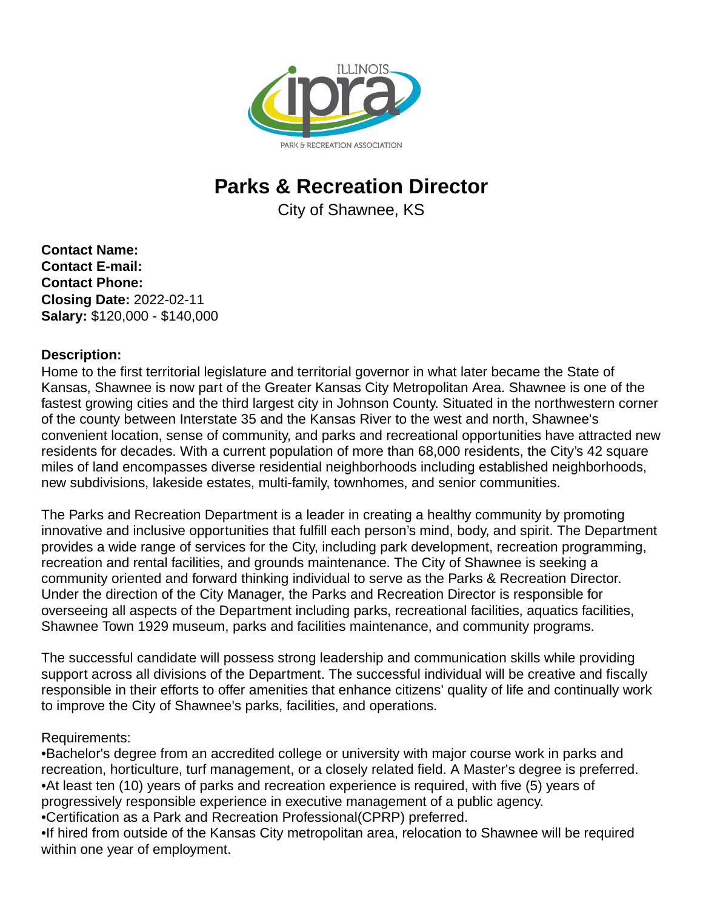# Parks & Recreation Director

City of Shawnee, KS

**Contact Name:**
**Contact E-mail:**
**Contact Phone:**
**Closing Date:** 2022-02-11
**Salary:** $120,000 - $140,000

**Description:**

Home to the first territorial legislature and territorial governor in what later became the State of Kansas, Shawnee is now part of the Greater Kansas City Metropolitan Area. Shawnee is one of the fastest growing cities and the third largest city in Johnson County. Situated in the northwestern corner of the county between Interstate 35 and the Kansas River to the west and north, Shawnee's convenient location, sense of community, and parks and recreational opportunities have attracted new residents for decades. With a current population of more than 68,000 residents, the City's 42 square miles of land encompasses diverse residential neighborhoods including established neighborhoods, new subdivisions, lakeside estates, multi-family, townhomes, and senior communities.

The Parks and Recreation Department is a leader in creating a healthy community by promoting innovative and inclusive opportunities that fulfill each person's mind, body, and spirit. The Department provides a wide range of services for the City, including park development, recreation programming, recreation and rental facilities, and grounds maintenance. The City of Shawnee is seeking a community oriented and forward thinking individual to serve as the Parks & Recreation Director. Under the direction of the City Manager, the Parks and Recreation Director is responsible for overseeing all aspects of the Department including parks, recreational facilities, aquatics facilities, Shawnee Town 1929 museum, parks and facilities maintenance, and community programs.

The successful candidate will possess strong leadership and communication skills while providing support across all divisions of the Department. The successful individual will be creative and fiscally responsible in their efforts to offer amenities that enhance citizens' quality of life and continually work to improve the City of Shawnee's parks, facilities, and operations.

Requirements:

- Bachelor's degree from an accredited college or university with major course work in parks and recreation, horticulture, turf management, or a closely related field. A Master's degree is preferred.
- At least ten (10) years of parks and recreation experience is required, with five (5) years of progressively responsible experience in executive management of a public agency.
- Certification as a Park and Recreation Professional(CPRP) preferred.
- If hired from outside of the Kansas City metropolitan area, relocation to Shawnee will be required within one year of employment.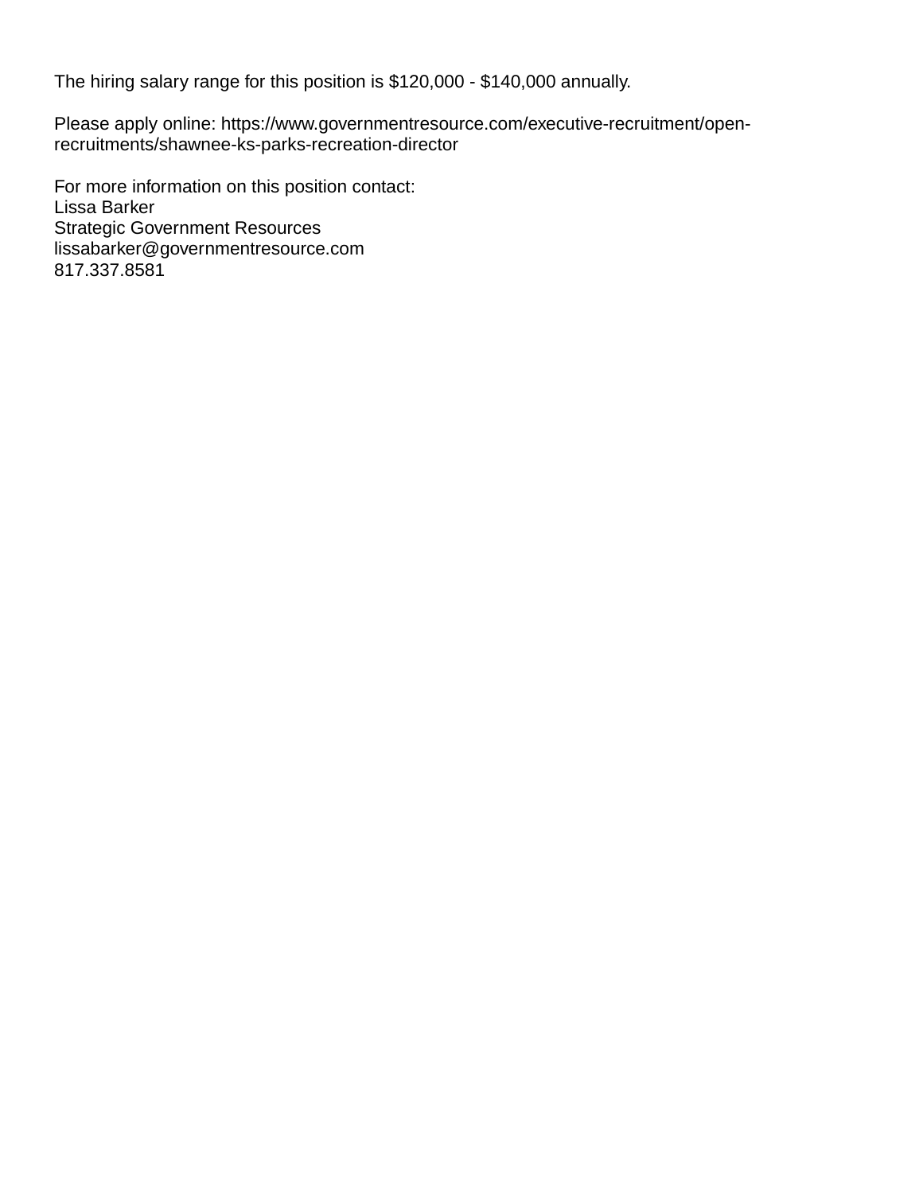The hiring salary range for this position is $120,000 - $140,000 annually.

Please apply online: https://www.governmentresource.com/executive-recruitment/open-recruitments/shawnee-ks-parks-recreation-director

For more information on this position contact:
Lissa Barker
Strategic Government Resources
lissabarker@governmentresource.com
817.337.8581